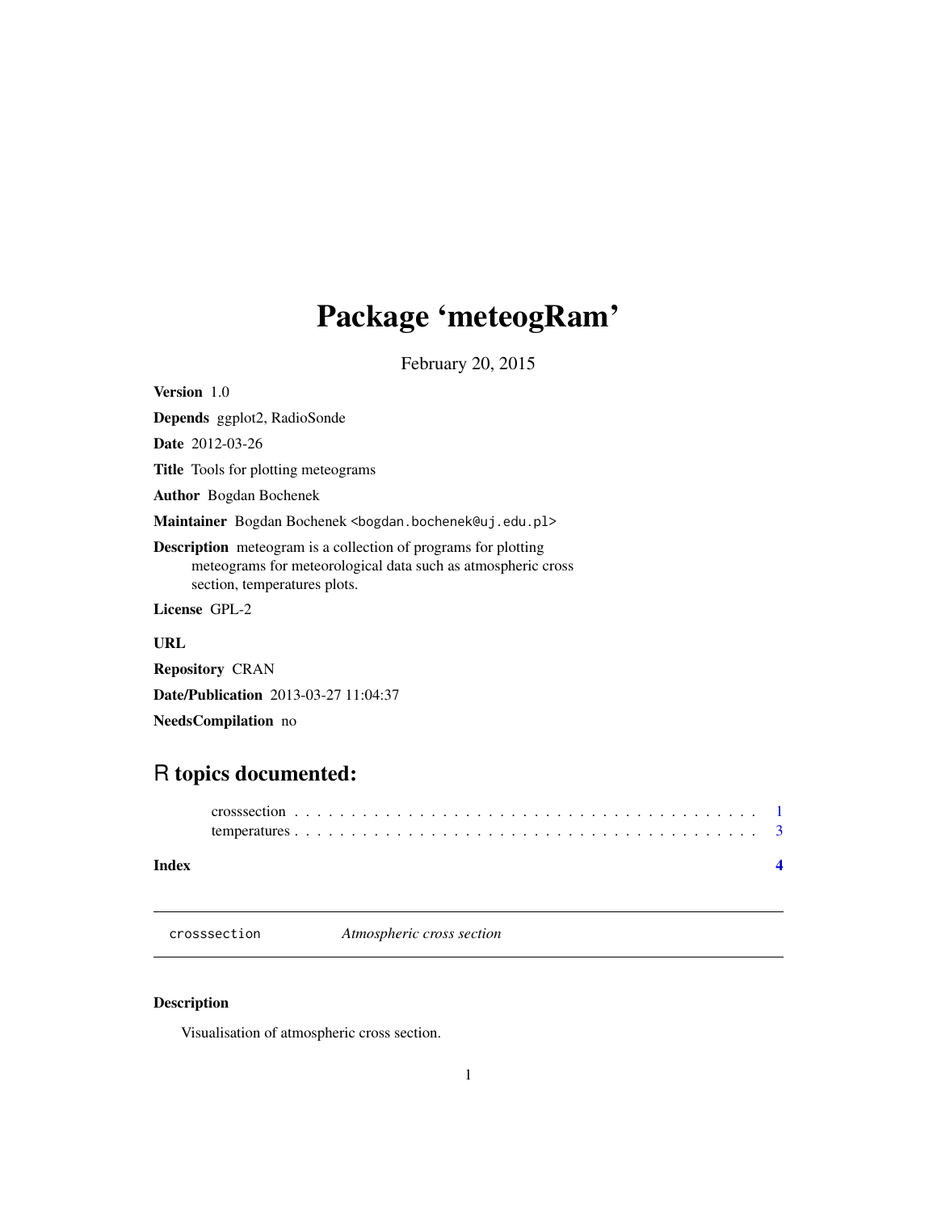# Package 'meteogRam'

February 20, 2015

**Version** 1.0

**Depends** ggplot2, RadioSonde

**Date** 2012-03-26

**Title** Tools for plotting meteograms

**Author** Bogdan Bochenek

**Maintainer** Bogdan Bochenek <bogdan.bochenek@uj.edu.pl>

**Description** meteogram is a collection of programs for plotting meteograms for meteorological data such as atmospheric cross section, temperatures plots.

**License** GPL-2

**URL**

**Repository** CRAN

**Date/Publication** 2013-03-27 11:04:37

**NeedsCompilation** no

## R topics documented:

crosssection . . . . . . . . . . . . . . . . . . . . . . . . . . . . . . . . . . . . . . . . . . 1
temperatures . . . . . . . . . . . . . . . . . . . . . . . . . . . . . . . . . . . . . . . . . . 3

**Index** **4**

---

`crosssection` *Atmospheric cross section*

---

### Description

Visualisation of atmospheric cross section.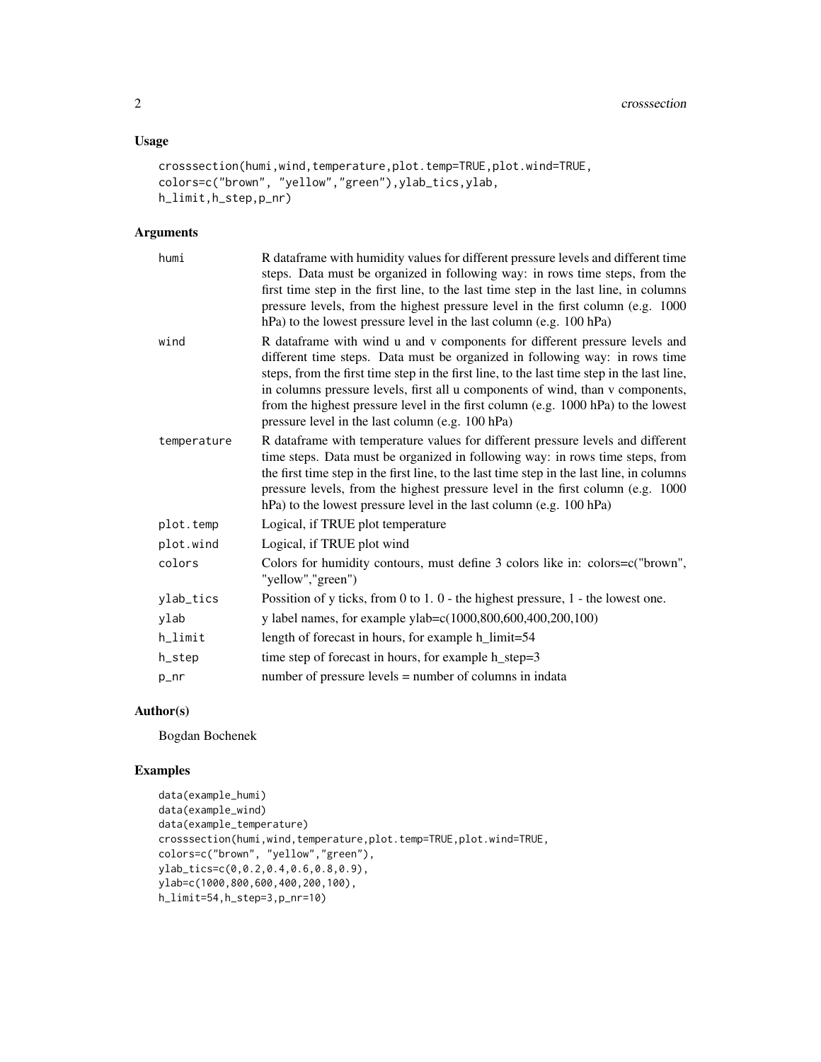## Usage

```
crosssection(humi,wind,temperature,plot.temp=TRUE,plot.wind=TRUE,
colors=c("brown", "yellow","green"),ylab_tics,ylab,
h_limit,h_step,p_nr)
```

## Arguments

| | |
|---|---|
| humi | R dataframe with humidity values for different pressure levels and different time steps. Data must be organized in following way: in rows time steps, from the first time step in the first line, to the last time step in the last line, in columns pressure levels, from the highest pressure level in the first column (e.g. 1000 hPa) to the lowest pressure level in the last column (e.g. 100 hPa) |
| wind | R dataframe with wind u and v components for different pressure levels and different time steps. Data must be organized in following way: in rows time steps, from the first time step in the first line, to the last time step in the last line, in columns pressure levels, first all u components of wind, than v components, from the highest pressure level in the first column (e.g. 1000 hPa) to the lowest pressure level in the last column (e.g. 100 hPa) |
| temperature | R dataframe with temperature values for different pressure levels and different time steps. Data must be organized in following way: in rows time steps, from the first time step in the first line, to the last time step in the last line, in columns pressure levels, from the highest pressure level in the first column (e.g. 1000 hPa) to the lowest pressure level in the last column (e.g. 100 hPa) |
| plot.temp | Logical, if TRUE plot temperature |
| plot.wind | Logical, if TRUE plot wind |
| colors | Colors for humidity contours, must define 3 colors like in: colors=c("brown", "yellow","green") |
| ylab_tics | Possition of y ticks, from 0 to 1. 0 - the highest pressure, 1 - the lowest one. |
| ylab | y label names, for example ylab=c(1000,800,600,400,200,100) |
| h_limit | length of forecast in hours, for example h_limit=54 |
| h_step | time step of forecast in hours, for example h_step=3 |
| p_nr | number of pressure levels = number of columns in indata |

## Author(s)

Bogdan Bochenek

## Examples

```
data(example_humi)
data(example_wind)
data(example_temperature)
crosssection(humi,wind,temperature,plot.temp=TRUE,plot.wind=TRUE,
colors=c("brown", "yellow","green"),
ylab_tics=c(0,0.2,0.4,0.6,0.8,0.9),
ylab=c(1000,800,600,400,200,100),
h_limit=54,h_step=3,p_nr=10)
```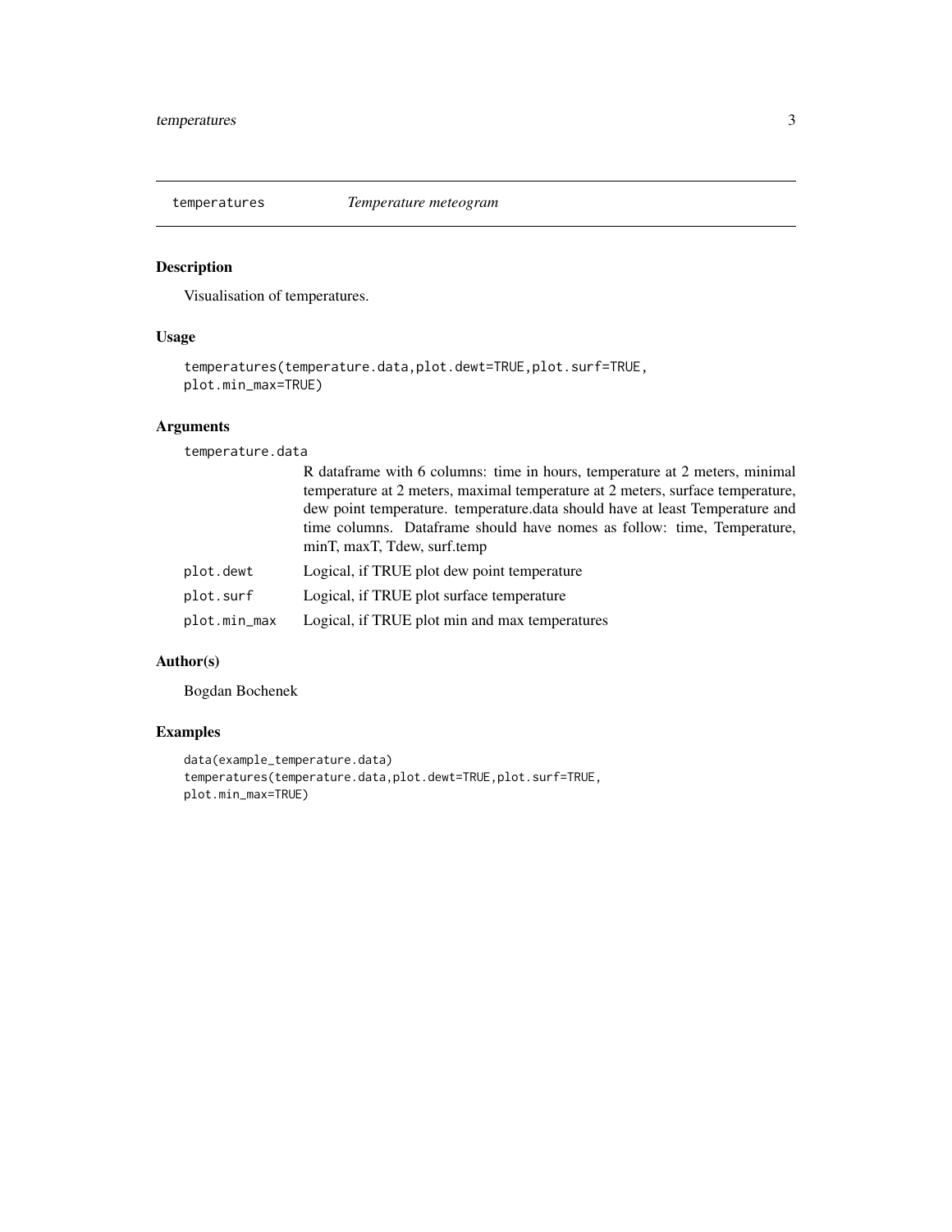## temperatures — *Temperature meteogram*

### Description

Visualisation of temperatures.

### Usage

```
temperatures(temperature.data,plot.dewt=TRUE,plot.surf=TRUE,
plot.min_max=TRUE)
```

### Arguments

| | |
|---|---|
| `temperature.data` | R dataframe with 6 columns: time in hours, temperature at 2 meters, minimal temperature at 2 meters, maximal temperature at 2 meters, surface temperature, dew point temperature. temperature.data should have at least Temperature and time columns. Dataframe should have nomes as follow: time, Temperature, minT, maxT, Tdew, surf.temp |
| `plot.dewt` | Logical, if TRUE plot dew point temperature |
| `plot.surf` | Logical, if TRUE plot surface temperature |
| `plot.min_max` | Logical, if TRUE plot min and max temperatures |

### Author(s)

Bogdan Bochenek

### Examples

```
data(example_temperature.data)
temperatures(temperature.data,plot.dewt=TRUE,plot.surf=TRUE,
plot.min_max=TRUE)
```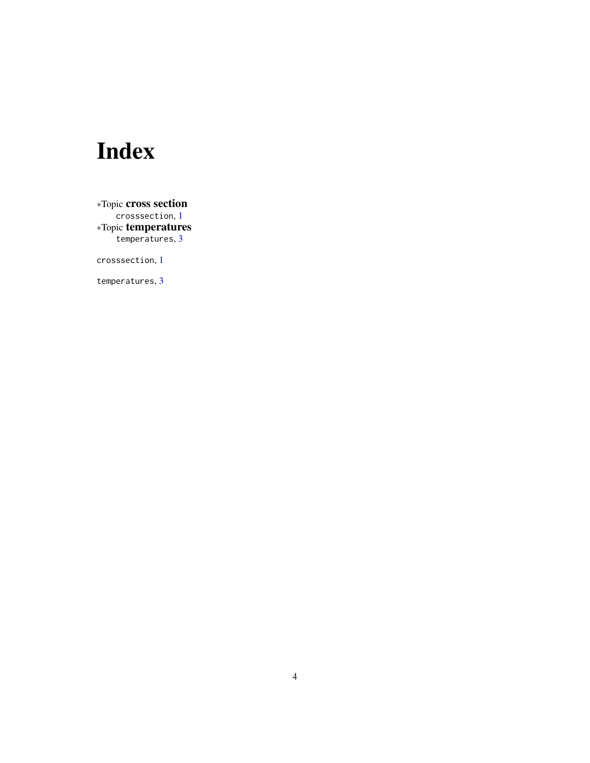# Index

∗Topic **cross section**
    `crosssection`, 1
∗Topic **temperatures**
    `temperatures`, 3

`crosssection`, 1

`temperatures`, 3